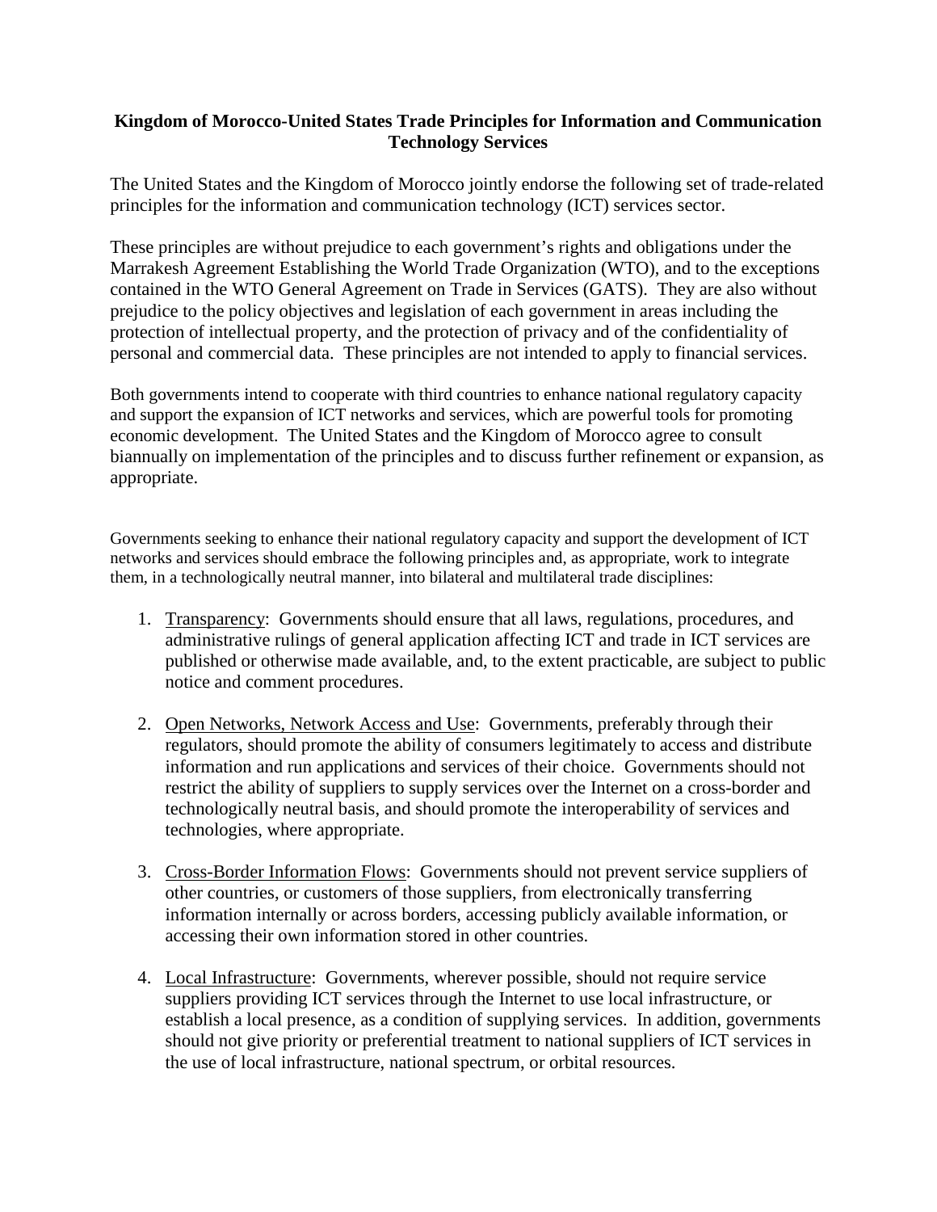**Kingdom of Morocco-United States Trade Principles for Information and Communication Technology Services**

The United States and the Kingdom of Morocco jointly endorse the following set of trade-related principles for the information and communication technology (ICT) services sector.

These principles are without prejudice to each government's rights and obligations under the Marrakesh Agreement Establishing the World Trade Organization (WTO), and to the exceptions contained in the WTO General Agreement on Trade in Services (GATS). They are also without prejudice to the policy objectives and legislation of each government in areas including the protection of intellectual property, and the protection of privacy and of the confidentiality of personal and commercial data. These principles are not intended to apply to financial services.

Both governments intend to cooperate with third countries to enhance national regulatory capacity and support the expansion of ICT networks and services, which are powerful tools for promoting economic development. The United States and the Kingdom of Morocco agree to consult biannually on implementation of the principles and to discuss further refinement or expansion, as appropriate.

Governments seeking to enhance their national regulatory capacity and support the development of ICT networks and services should embrace the following principles and, as appropriate, work to integrate them, in a technologically neutral manner, into bilateral and multilateral trade disciplines:

1. Transparency: Governments should ensure that all laws, regulations, procedures, and administrative rulings of general application affecting ICT and trade in ICT services are published or otherwise made available, and, to the extent practicable, are subject to public notice and comment procedures.

2. Open Networks, Network Access and Use: Governments, preferably through their regulators, should promote the ability of consumers legitimately to access and distribute information and run applications and services of their choice. Governments should not restrict the ability of suppliers to supply services over the Internet on a cross-border and technologically neutral basis, and should promote the interoperability of services and technologies, where appropriate.

3. Cross-Border Information Flows: Governments should not prevent service suppliers of other countries, or customers of those suppliers, from electronically transferring information internally or across borders, accessing publicly available information, or accessing their own information stored in other countries.

4. Local Infrastructure: Governments, wherever possible, should not require service suppliers providing ICT services through the Internet to use local infrastructure, or establish a local presence, as a condition of supplying services. In addition, governments should not give priority or preferential treatment to national suppliers of ICT services in the use of local infrastructure, national spectrum, or orbital resources.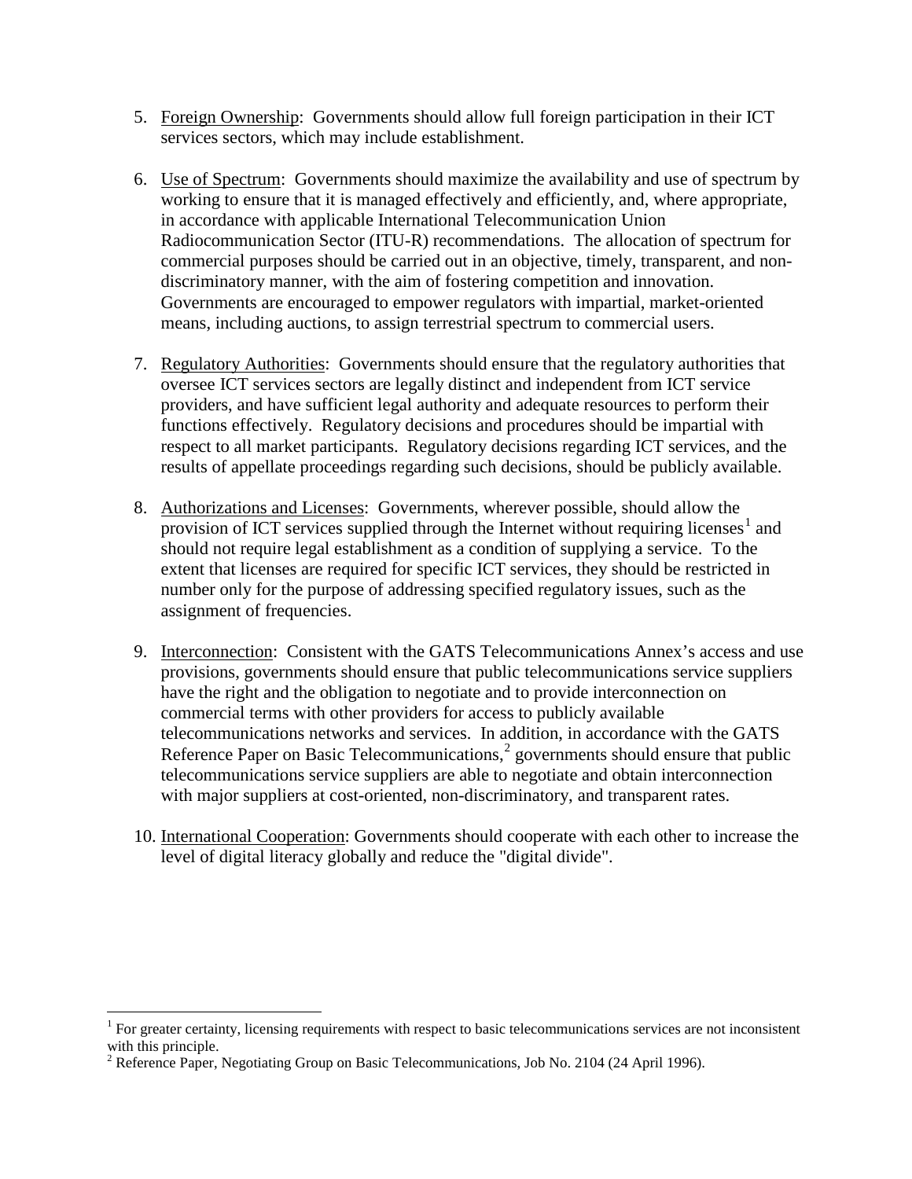5. <u>Foreign Ownership</u>: Governments should allow full foreign participation in their ICT services sectors, which may include establishment.

6. <u>Use of Spectrum</u>: Governments should maximize the availability and use of spectrum by working to ensure that it is managed effectively and efficiently, and, where appropriate, in accordance with applicable International Telecommunication Union Radiocommunication Sector (ITU-R) recommendations. The allocation of spectrum for commercial purposes should be carried out in an objective, timely, transparent, and non-discriminatory manner, with the aim of fostering competition and innovation. Governments are encouraged to empower regulators with impartial, market-oriented means, including auctions, to assign terrestrial spectrum to commercial users.

7. <u>Regulatory Authorities</u>: Governments should ensure that the regulatory authorities that oversee ICT services sectors are legally distinct and independent from ICT service providers, and have sufficient legal authority and adequate resources to perform their functions effectively. Regulatory decisions and procedures should be impartial with respect to all market participants. Regulatory decisions regarding ICT services, and the results of appellate proceedings regarding such decisions, should be publicly available.

8. <u>Authorizations and Licenses</u>: Governments, wherever possible, should allow the provision of ICT services supplied through the Internet without requiring licenses[1] and should not require legal establishment as a condition of supplying a service. To the extent that licenses are required for specific ICT services, they should be restricted in number only for the purpose of addressing specified regulatory issues, such as the assignment of frequencies.

9. <u>Interconnection</u>: Consistent with the GATS Telecommunications Annex's access and use provisions, governments should ensure that public telecommunications service suppliers have the right and the obligation to negotiate and to provide interconnection on commercial terms with other providers for access to publicly available telecommunications networks and services. In addition, in accordance with the GATS Reference Paper on Basic Telecommunications,[2] governments should ensure that public telecommunications service suppliers are able to negotiate and obtain interconnection with major suppliers at cost-oriented, non-discriminatory, and transparent rates.

10. <u>International Cooperation</u>: Governments should cooperate with each other to increase the level of digital literacy globally and reduce the "digital divide".

---

[1] For greater certainty, licensing requirements with respect to basic telecommunications services are not inconsistent with this principle.

[2] Reference Paper, Negotiating Group on Basic Telecommunications, Job No. 2104 (24 April 1996).